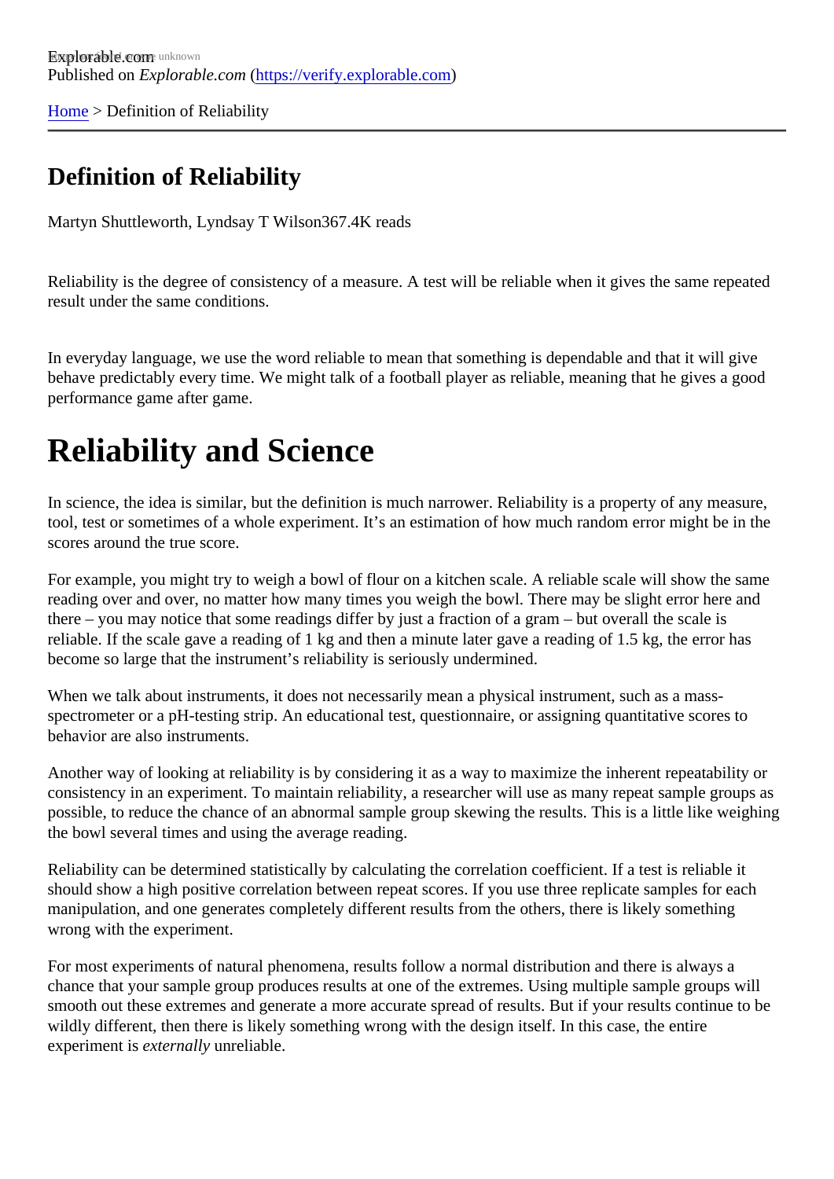Explorable.com
Published on *Explorable.com* (https://verify.explorable.com)

Home > Definition of Reliability

## Definition of Reliability

Martyn Shuttleworth, Lyndsay T Wilson367.4K reads

Reliability is the degree of consistency of a measure. A test will be reliable when it gives the same repeated result under the same conditions.

In everyday language, we use the word reliable to mean that something is dependable and that it will give behave predictably every time. We might talk of a football player as reliable, meaning that he gives a good performance game after game.

# Reliability and Science

In science, the idea is similar, but the definition is much narrower. Reliability is a property of any measure, tool, test or sometimes of a whole experiment. It's an estimation of how much random error might be in the scores around the true score.

For example, you might try to weigh a bowl of flour on a kitchen scale. A reliable scale will show the same reading over and over, no matter how many times you weigh the bowl. There may be slight error here and there – you may notice that some readings differ by just a fraction of a gram – but overall the scale is reliable. If the scale gave a reading of 1 kg and then a minute later gave a reading of 1.5 kg, the error has become so large that the instrument's reliability is seriously undermined.

When we talk about instruments, it does not necessarily mean a physical instrument, such as a mass-spectrometer or a pH-testing strip. An educational test, questionnaire, or assigning quantitative scores to behavior are also instruments.

Another way of looking at reliability is by considering it as a way to maximize the inherent repeatability or consistency in an experiment. To maintain reliability, a researcher will use as many repeat sample groups as possible, to reduce the chance of an abnormal sample group skewing the results. This is a little like weighing the bowl several times and using the average reading.

Reliability can be determined statistically by calculating the correlation coefficient. If a test is reliable it should show a high positive correlation between repeat scores. If you use three replicate samples for each manipulation, and one generates completely different results from the others, there is likely something wrong with the experiment.

For most experiments of natural phenomena, results follow a normal distribution and there is always a chance that your sample group produces results at one of the extremes. Using multiple sample groups will smooth out these extremes and generate a more accurate spread of results. But if your results continue to be wildly different, then there is likely something wrong with the design itself. In this case, the entire experiment is *externally* unreliable.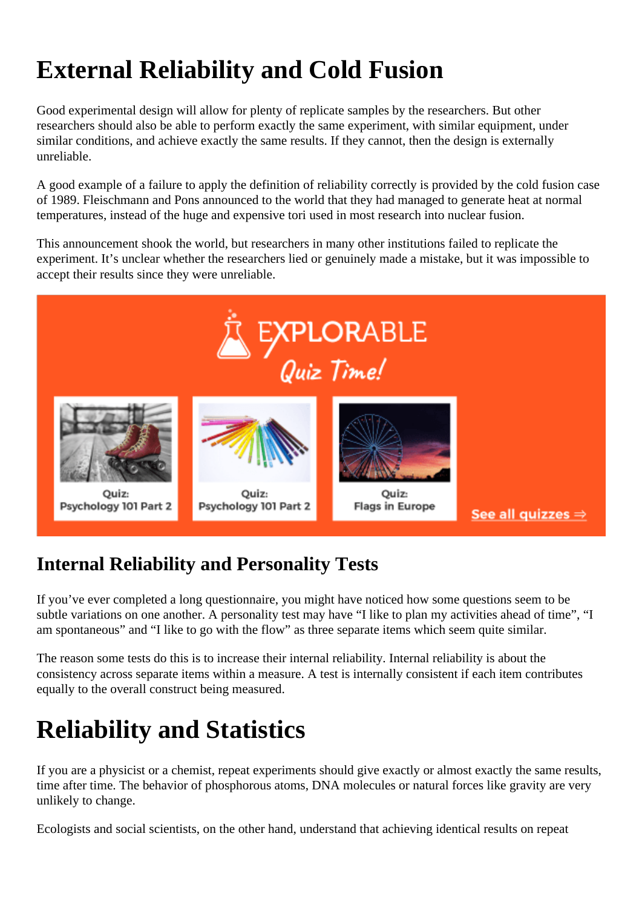# External Reliability and Cold Fusion

Good experimental design will allow for plenty of replicate samples by the researchers. But other researchers should also be able to perform exactly the same experiment, with similar equipment, under similar conditions, and achieve exactly the same results. If they cannot, then the design is externally unreliable.

A good example of a failure to apply the definition of reliability correctly is provided by the cold fusion case of 1989. Fleischmann and Pons announced to the world that they had managed to generate heat at normal temperatures, instead of the huge and expensive tori used in most research into nuclear fusion.

This announcement shook the world, but researchers in many other institutions failed to replicate the experiment. It's unclear whether the researchers lied or genuinely made a mistake, but it was impossible to accept their results since they were unreliable.

## Internal Reliability and Personality Tests

If you've ever completed a long questionnaire, you might have noticed how some questions seem to be subtle variations on one another. A personality test may have "I like to plan my activities ahead of time", "I am spontaneous" and "I like to go with the flow" as three separate items which seem quite similar.

The reason some tests do this is to increase their internal reliability. Internal reliability is about the consistency across separate items within a measure. A test is internally consistent if each item contributes equally to the overall construct being measured.

# Reliability and Statistics

If you are a physicist or a chemist, repeat experiments should give exactly or almost exactly the same results, time after time. The behavior of phosphorous atoms, DNA molecules or natural forces like gravity are very unlikely to change.

Ecologists and social scientists, on the other hand, understand that achieving identical results on repeat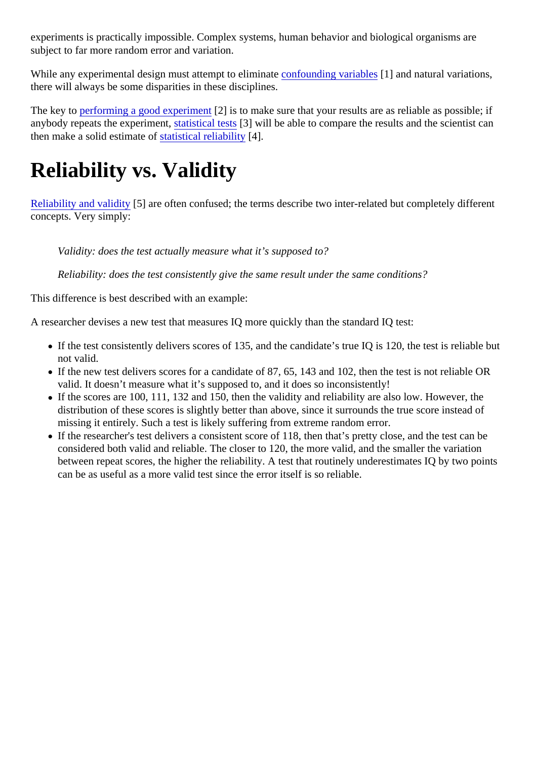experiments is practically impossible. Complex systems, human behavior and biological organisms are subject to far more random error and variation.

While any experimental design must attempt to eliminate confounding variables [1] and natural variations, there will always be some disparities in these disciplines.

The key to performing a good experiment [2] is to make sure that your results are as reliable as possible; if anybody repeats the experiment, statistical tests [3] will be able to compare the results and the scientist can then make a solid estimate of statistical reliability [4].

# Reliability vs. Validity

Reliability and validity [5] are often confused; the terms describe two inter-related but completely different concepts. Very simply:

> *Validity: does the test actually measure what it's supposed to?*
>
> *Reliability: does the test consistently give the same result under the same conditions?*

This difference is best described with an example:

A researcher devises a new test that measures IQ more quickly than the standard IQ test:

- If the test consistently delivers scores of 135, and the candidate's true IQ is 120, the test is reliable but not valid.
- If the new test delivers scores for a candidate of 87, 65, 143 and 102, then the test is not reliable OR valid. It doesn't measure what it's supposed to, and it does so inconsistently!
- If the scores are 100, 111, 132 and 150, then the validity and reliability are also low. However, the distribution of these scores is slightly better than above, since it surrounds the true score instead of missing it entirely. Such a test is likely suffering from extreme random error.
- If the researcher's test delivers a consistent score of 118, then that's pretty close, and the test can be considered both valid and reliable. The closer to 120, the more valid, and the smaller the variation between repeat scores, the higher the reliability. A test that routinely underestimates IQ by two points can be as useful as a more valid test since the error itself is so reliable.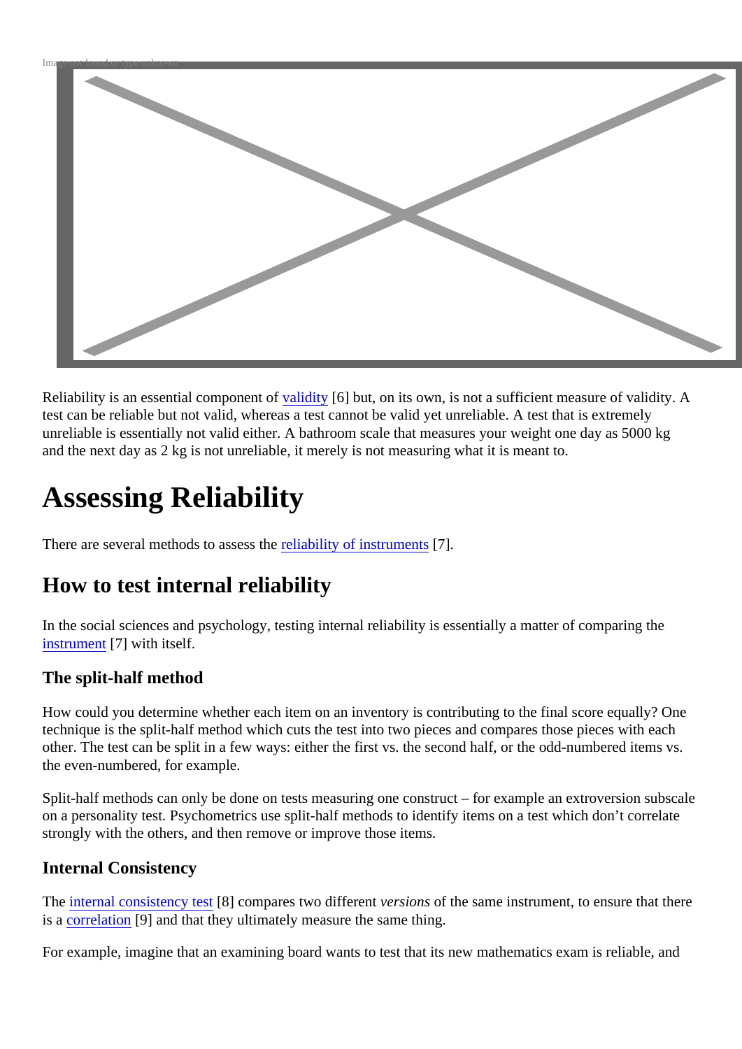Reliability is an essential component of validity [6] but, on its own, is not a sufficient measure of validity. A test can be reliable but not valid, whereas a test cannot be valid yet unreliable. A test that is extremely unreliable is essentially not valid either. A bathroom scale that measures your weight one day as 5000 kg and the next day as 2 kg is not unreliable, it merely is not measuring what it is meant to.

# Assessing Reliability

There are several methods to assess the reliability of instruments [7].

## How to test internal reliability

In the social sciences and psychology, testing internal reliability is essentially a matter of comparing the instrument [7] with itself.

### The split-half method

How could you determine whether each item on an inventory is contributing to the final score equally? One technique is the split-half method which cuts the test into two pieces and compares those pieces with each other. The test can be split in a few ways: either the first vs. the second half, or the odd-numbered items vs. the even-numbered, for example.

Split-half methods can only be done on tests measuring one construct – for example an extroversion subscale on a personality test. Psychometrics use split-half methods to identify items on a test which don't correlate strongly with the others, and then remove or improve those items.

### Internal Consistency

The internal consistency test [8] compares two different *versions* of the same instrument, to ensure that there is a correlation [9] and that they ultimately measure the same thing.

For example, imagine that an examining board wants to test that its new mathematics exam is reliable, and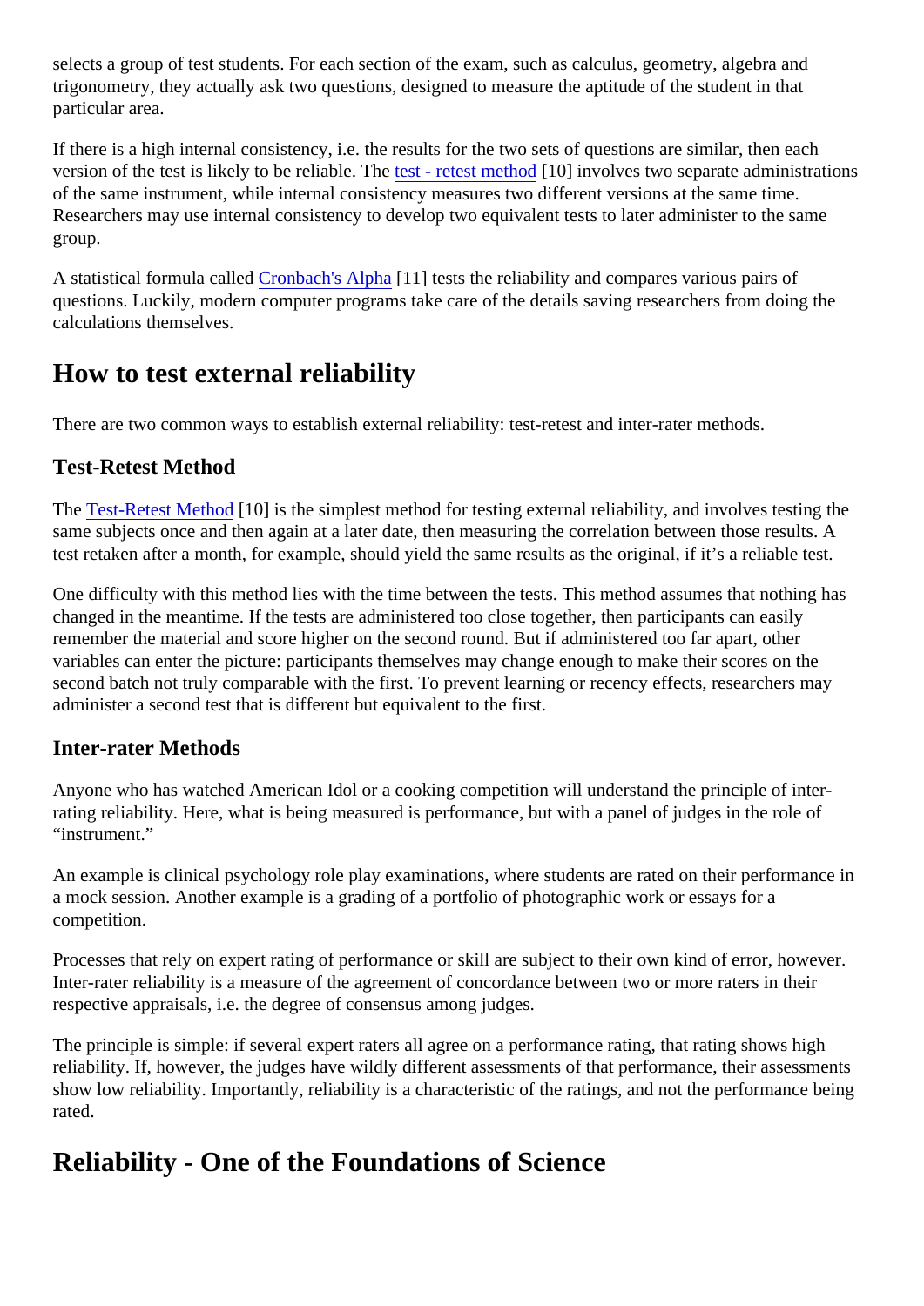selects a group of test students. For each section of the exam, such as calculus, geometry, algebra and trigonometry, they actually ask two questions, designed to measure the aptitude of the student in that particular area.

If there is a high internal consistency, i.e. the results for the two sets of questions are similar, then each version of the test is likely to be reliable. The test - retest method [10] involves two separate administrations of the same instrument, while internal consistency measures two different versions at the same time. Researchers may use internal consistency to develop two equivalent tests to later administer to the same group.

A statistical formula called Cronbach's Alpha [11] tests the reliability and compares various pairs of questions. Luckily, modern computer programs take care of the details saving researchers from doing the calculations themselves.

## How to test external reliability

There are two common ways to establish external reliability: test-retest and inter-rater methods.

### Test-Retest Method

The Test-Retest Method [10] is the simplest method for testing external reliability, and involves testing the same subjects once and then again at a later date, then measuring the correlation between those results. A test retaken after a month, for example, should yield the same results as the original, if it's a reliable test.

One difficulty with this method lies with the time between the tests. This method assumes that nothing has changed in the meantime. If the tests are administered too close together, then participants can easily remember the material and score higher on the second round. But if administered too far apart, other variables can enter the picture: participants themselves may change enough to make their scores on the second batch not truly comparable with the first. To prevent learning or recency effects, researchers may administer a second test that is different but equivalent to the first.

### Inter-rater Methods

Anyone who has watched American Idol or a cooking competition will understand the principle of inter-rating reliability. Here, what is being measured is performance, but with a panel of judges in the role of "instrument."

An example is clinical psychology role play examinations, where students are rated on their performance in a mock session. Another example is a grading of a portfolio of photographic work or essays for a competition.

Processes that rely on expert rating of performance or skill are subject to their own kind of error, however. Inter-rater reliability is a measure of the agreement of concordance between two or more raters in their respective appraisals, i.e. the degree of consensus among judges.

The principle is simple: if several expert raters all agree on a performance rating, that rating shows high reliability. If, however, the judges have wildly different assessments of that performance, their assessments show low reliability. Importantly, reliability is a characteristic of the ratings, and not the performance being rated.

## Reliability - One of the Foundations of Science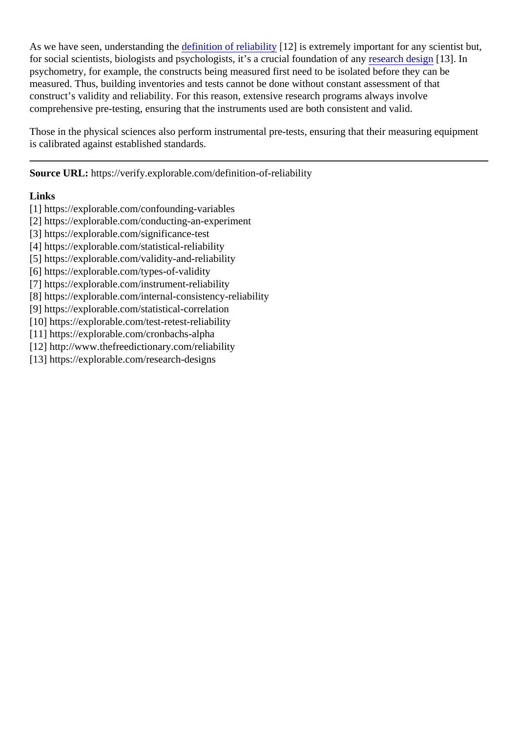As we have seen, understanding the definition of reliability [12] is extremely important for any scientist but, for social scientists, biologists and psychologists, it's a crucial foundation of any research design [13]. In psychometry, for example, the constructs being measured first need to be isolated before they can be measured. Thus, building inventories and tests cannot be done without constant assessment of that construct's validity and reliability. For this reason, extensive research programs always involve comprehensive pre-testing, ensuring that the instruments used are both consistent and valid.

Those in the physical sciences also perform instrumental pre-tests, ensuring that their measuring equipment is calibrated against established standards.

---

**Source URL:** https://verify.explorable.com/definition-of-reliability

**Links**

[1] https://explorable.com/confounding-variables
[2] https://explorable.com/conducting-an-experiment
[3] https://explorable.com/significance-test
[4] https://explorable.com/statistical-reliability
[5] https://explorable.com/validity-and-reliability
[6] https://explorable.com/types-of-validity
[7] https://explorable.com/instrument-reliability
[8] https://explorable.com/internal-consistency-reliability
[9] https://explorable.com/statistical-correlation
[10] https://explorable.com/test-retest-reliability
[11] https://explorable.com/cronbachs-alpha
[12] http://www.thefreedictionary.com/reliability
[13] https://explorable.com/research-designs